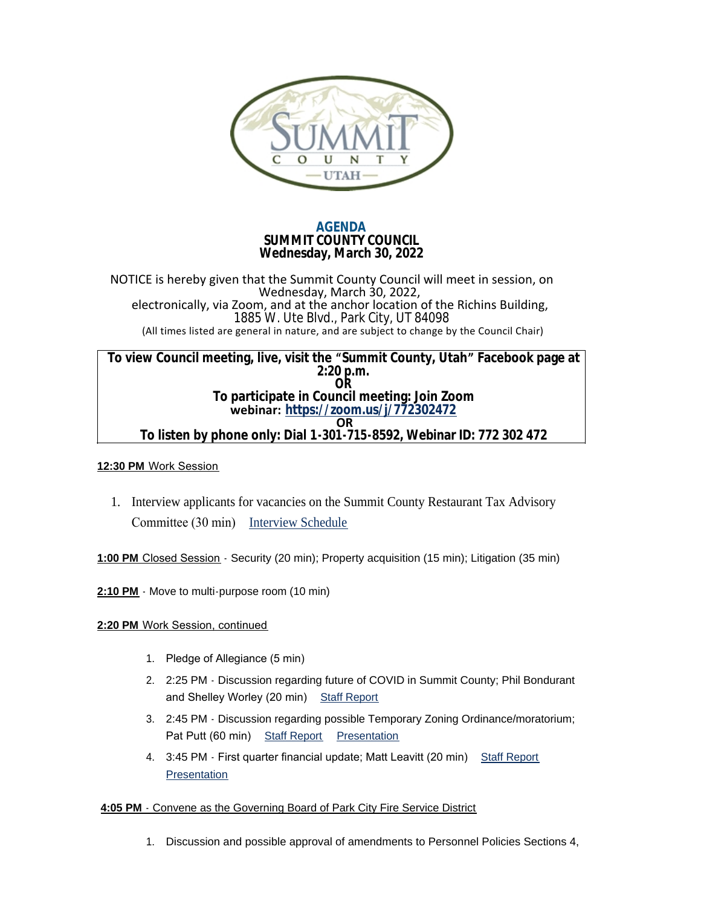# AGENDA
## SUMMIT COUNTY COUNCIL
## Wednesday, March 30, 2022

NOTICE is hereby given that the Summit County Council will meet in session, on Wednesday, March 30, 2022,
electronically, via Zoom, and at the anchor location of the Richins Building,
1885 W. Ute Blvd., Park City, UT 84098
(All times listed are general in nature, and are subject to change by the Council Chair)

**To view Council meeting, live, visit the "Summit County, Utah" Facebook page at 2:20 p.m.**
**OR**
**To participate in Council meeting: Join Zoom webinar: https://zoom.us/j/772302472**
**OR**
**To listen by phone only: Dial 1-301-715-8592, Webinar ID: 772 302 472**

**12:30 PM** Work Session

1. Interview applicants for vacancies on the Summit County Restaurant Tax Advisory Committee (30 min) Interview Schedule

**1:00 PM** Closed Session - Security (20 min); Property acquisition (15 min); Litigation (35 min)

**2:10 PM** - Move to multi-purpose room (10 min)

**2:20 PM** Work Session, continued

1. Pledge of Allegiance (5 min)
2. 2:25 PM - Discussion regarding future of COVID in Summit County; Phil Bondurant and Shelley Worley (20 min) Staff Report
3. 2:45 PM - Discussion regarding possible Temporary Zoning Ordinance/moratorium; Pat Putt (60 min) Staff Report Presentation
4. 3:45 PM - First quarter financial update; Matt Leavitt (20 min) Staff Report Presentation

**4:05 PM** - Convene as the Governing Board of Park City Fire Service District

1. Discussion and possible approval of amendments to Personnel Policies Sections 4,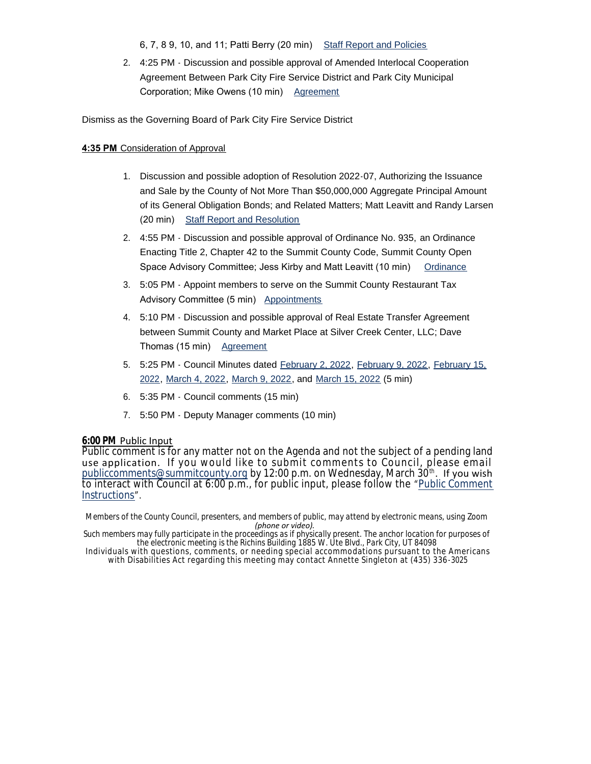6, 7, 8 9, 10, and 11; Patti Berry (20 min)  Staff Report and Policies

2. 4:25 PM - Discussion and possible approval of Amended Interlocal Cooperation Agreement Between Park City Fire Service District and Park City Municipal Corporation; Mike Owens (10 min)  Agreement

Dismiss as the Governing Board of Park City Fire Service District

**4:35 PM** Consideration of Approval

1. Discussion and possible adoption of Resolution 2022-07, Authorizing the Issuance and Sale by the County of Not More Than $50,000,000 Aggregate Principal Amount of its General Obligation Bonds; and Related Matters; Matt Leavitt and Randy Larsen (20 min)  Staff Report and Resolution
2. 4:55 PM - Discussion and possible approval of Ordinance No. 935, an Ordinance Enacting Title 2, Chapter 42 to the Summit County Code, Summit County Open Space Advisory Committee; Jess Kirby and Matt Leavitt (10 min)  Ordinance
3. 5:05 PM - Appoint members to serve on the Summit County Restaurant Tax Advisory Committee (5 min)  Appointments
4. 5:10 PM - Discussion and possible approval of Real Estate Transfer Agreement between Summit County and Market Place at Silver Creek Center, LLC; Dave Thomas (15 min)  Agreement
5. 5:25 PM - Council Minutes dated February 2, 2022, February 9, 2022, February 15, 2022, March 4, 2022, March 9, 2022, and March 15, 2022 (5 min)
6. 5:35 PM - Council comments (15 min)
7. 5:50 PM - Deputy Manager comments (10 min)

**6:00 PM** Public Input

Public comment is for any matter not on the Agenda and not the subject of a pending land use application. If you would like to submit comments to Council, please email publiccomments@summitcounty.org by 12:00 p.m. on Wednesday, March 30th. If you wish to interact with Council at 6:00 p.m., for public input, please follow the "Public Comment Instructions".

Members of the County Council, presenters, and members of public, may attend by electronic means, using Zoom *(phone or video).*
Such members may fully participate in the proceedings as if physically present. The anchor location for purposes of the electronic meeting is the Richins Building 1885 W. Ute Blvd., Park City, UT 84098
Individuals with questions, comments, or needing special accommodations pursuant to the Americans with Disabilities Act regarding this meeting may contact Annette Singleton at (435) 336-3025